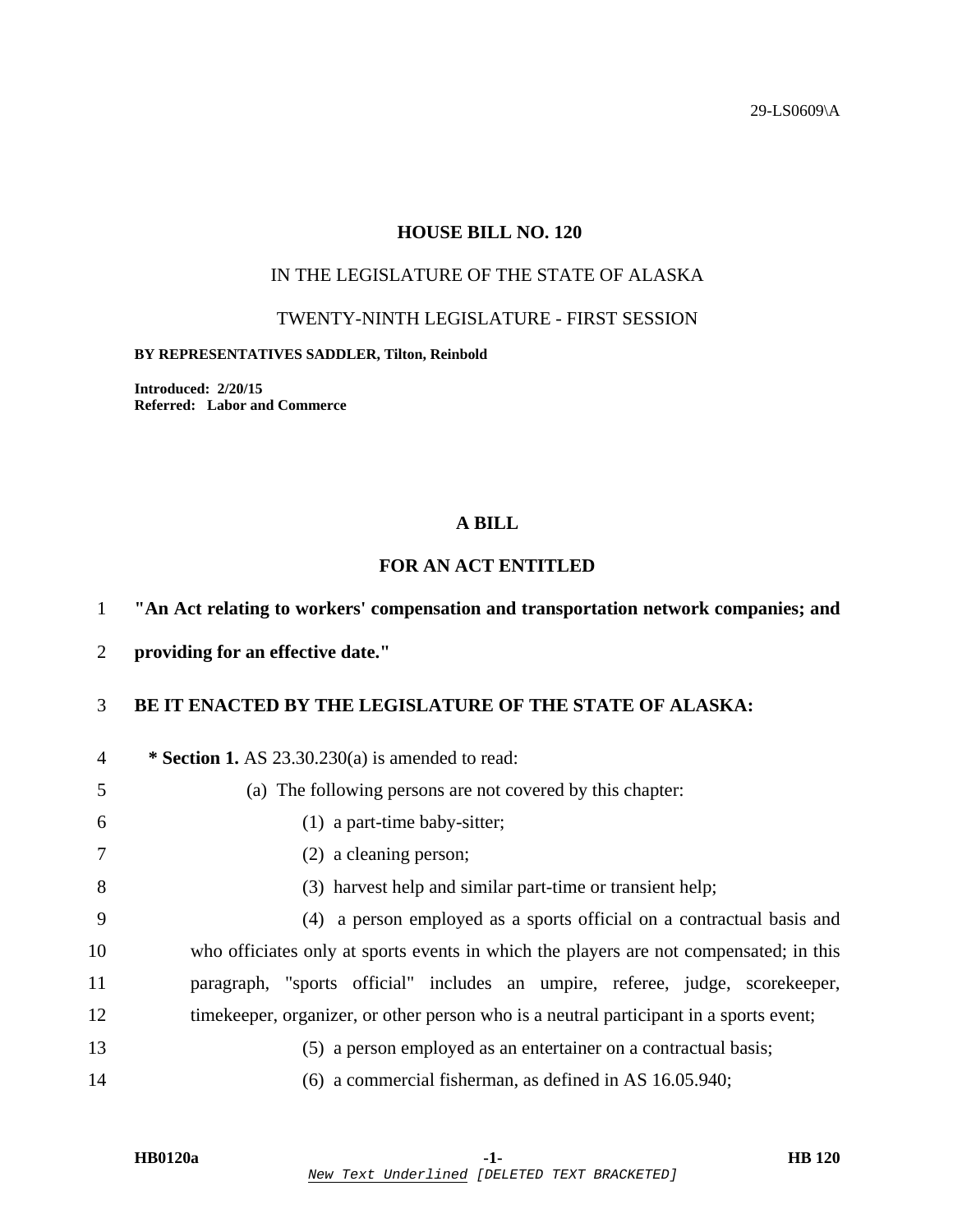29-LS0609\A

# HOUSE BILL NO. 120

IN THE LEGISLATURE OF THE STATE OF ALASKA

TWENTY-NINTH LEGISLATURE - FIRST SESSION

**BY REPRESENTATIVES SADDLER, Tilton, Reinbold**

**Introduced: 2/20/15**
**Referred: Labor and Commerce**

## A BILL

## FOR AN ACT ENTITLED

1 **"An Act relating to workers' compensation and transportation network companies; and**
2 **providing for an effective date."**

3 **BE IT ENACTED BY THE LEGISLATURE OF THE STATE OF ALASKA:**

4 **\* Section 1.** AS 23.30.230(a) is amended to read:
5 (a) The following persons are not covered by this chapter:
6 (1) a part-time baby-sitter;
7 (2) a cleaning person;
8 (3) harvest help and similar part-time or transient help;
9 (4) a person employed as a sports official on a contractual basis and
10 who officiates only at sports events in which the players are not compensated; in this
11 paragraph, "sports official" includes an umpire, referee, judge, scorekeeper,
12 timekeeper, organizer, or other person who is a neutral participant in a sports event;
13 (5) a person employed as an entertainer on a contractual basis;
14 (6) a commercial fisherman, as defined in AS 16.05.940;

New Text Underlined [DELETED TEXT BRACKETED]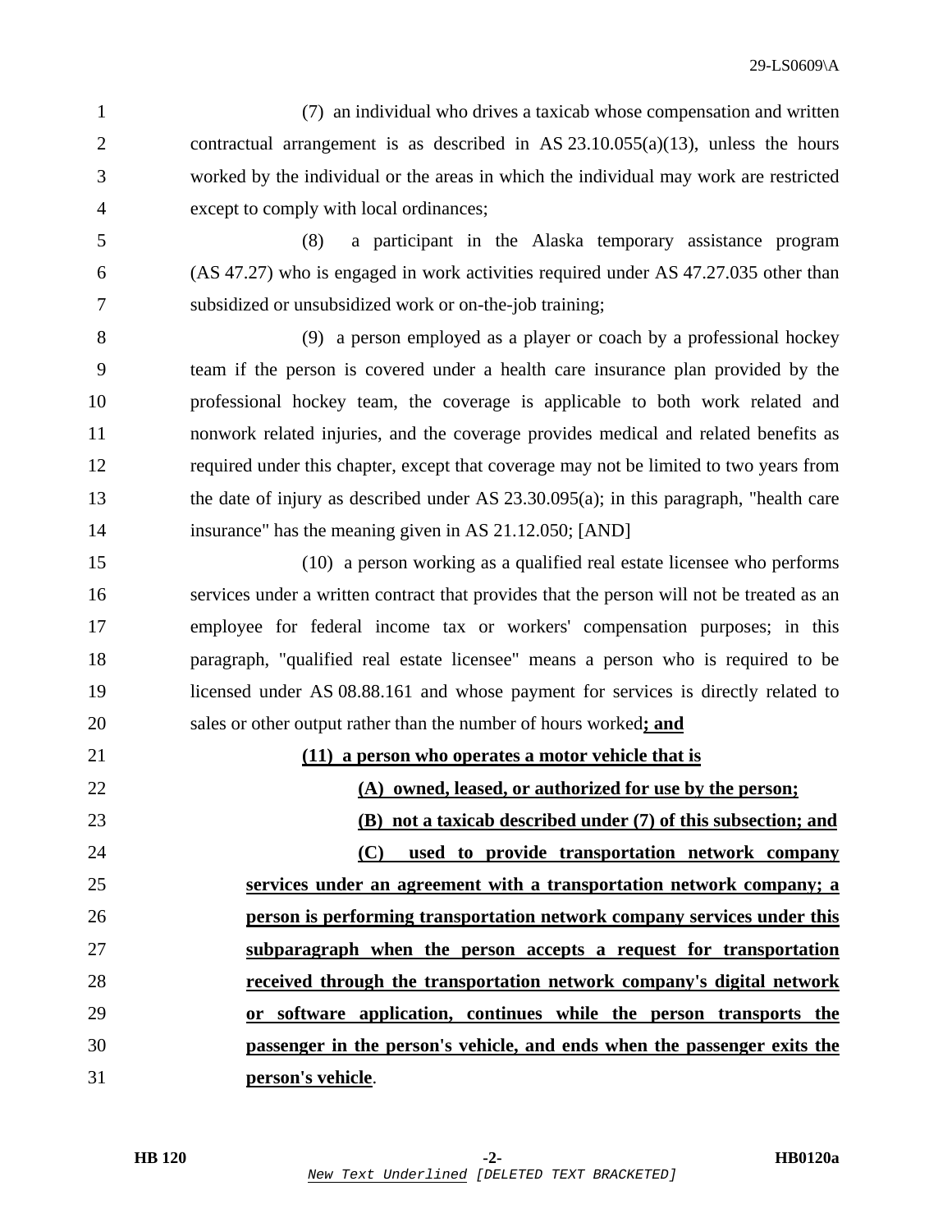(7) an individual who drives a taxicab whose compensation and written contractual arrangement is as described in AS 23.10.055(a)(13), unless the hours worked by the individual or the areas in which the individual may work are restricted except to comply with local ordinances;

(8) a participant in the Alaska temporary assistance program (AS 47.27) who is engaged in work activities required under AS 47.27.035 other than subsidized or unsubsidized work or on-the-job training;

(9) a person employed as a player or coach by a professional hockey team if the person is covered under a health care insurance plan provided by the professional hockey team, the coverage is applicable to both work related and nonwork related injuries, and the coverage provides medical and related benefits as required under this chapter, except that coverage may not be limited to two years from the date of injury as described under AS 23.30.095(a); in this paragraph, "health care insurance" has the meaning given in AS 21.12.050; [AND]

(10) a person working as a qualified real estate licensee who performs services under a written contract that provides that the person will not be treated as an employee for federal income tax or workers' compensation purposes; in this paragraph, "qualified real estate licensee" means a person who is required to be licensed under AS 08.88.161 and whose payment for services is directly related to sales or other output rather than the number of hours worked**; and**

**(11) a person who operates a motor vehicle that is**

**(A) owned, leased, or authorized for use by the person;**

**(B) not a taxicab described under (7) of this subsection; and**

**(C) used to provide transportation network company services under an agreement with a transportation network company; a person is performing transportation network company services under this subparagraph when the person accepts a request for transportation received through the transportation network company's digital network or software application, continues while the person transports the passenger in the person's vehicle, and ends when the passenger exits the person's vehicle**.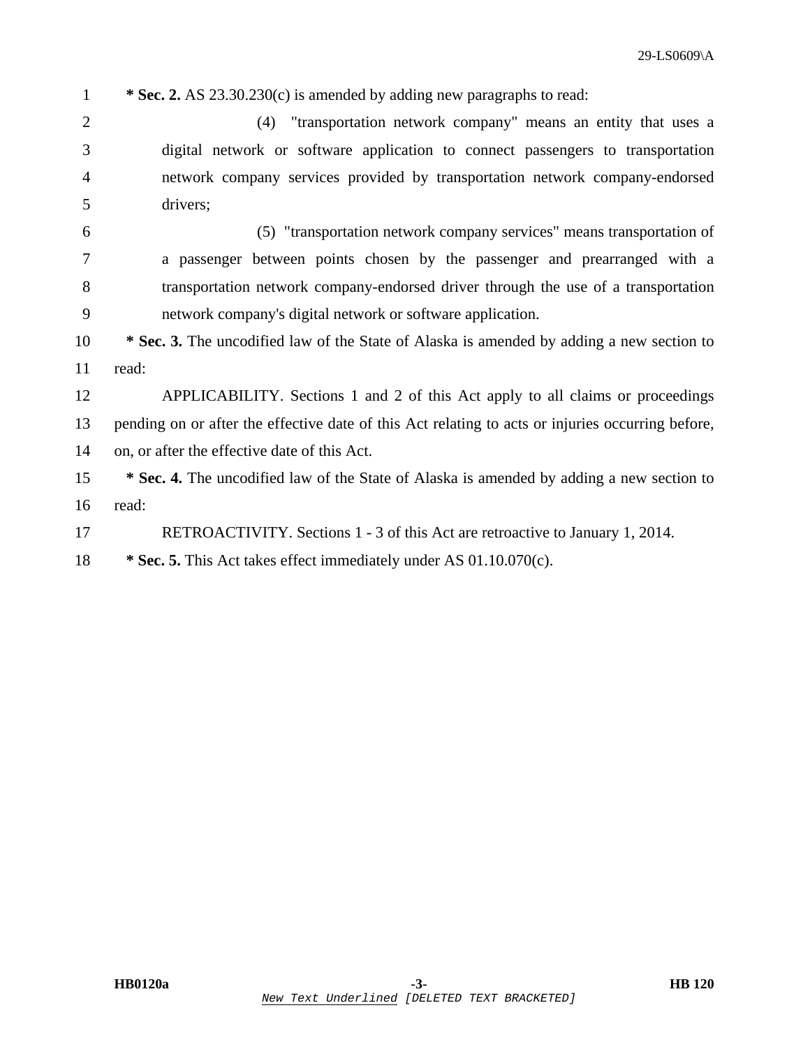**\* Sec. 2.** AS 23.30.230(c) is amended by adding new paragraphs to read:

(4) "transportation network company" means an entity that uses a digital network or software application to connect passengers to transportation network company services provided by transportation network company-endorsed drivers;

(5) "transportation network company services" means transportation of a passenger between points chosen by the passenger and prearranged with a transportation network company-endorsed driver through the use of a transportation network company's digital network or software application.

**\* Sec. 3.** The uncodified law of the State of Alaska is amended by adding a new section to read:

APPLICABILITY. Sections 1 and 2 of this Act apply to all claims or proceedings pending on or after the effective date of this Act relating to acts or injuries occurring before, on, or after the effective date of this Act.

**\* Sec. 4.** The uncodified law of the State of Alaska is amended by adding a new section to read:

RETROACTIVITY. Sections 1 - 3 of this Act are retroactive to January 1, 2014.

**\* Sec. 5.** This Act takes effect immediately under AS 01.10.070(c).